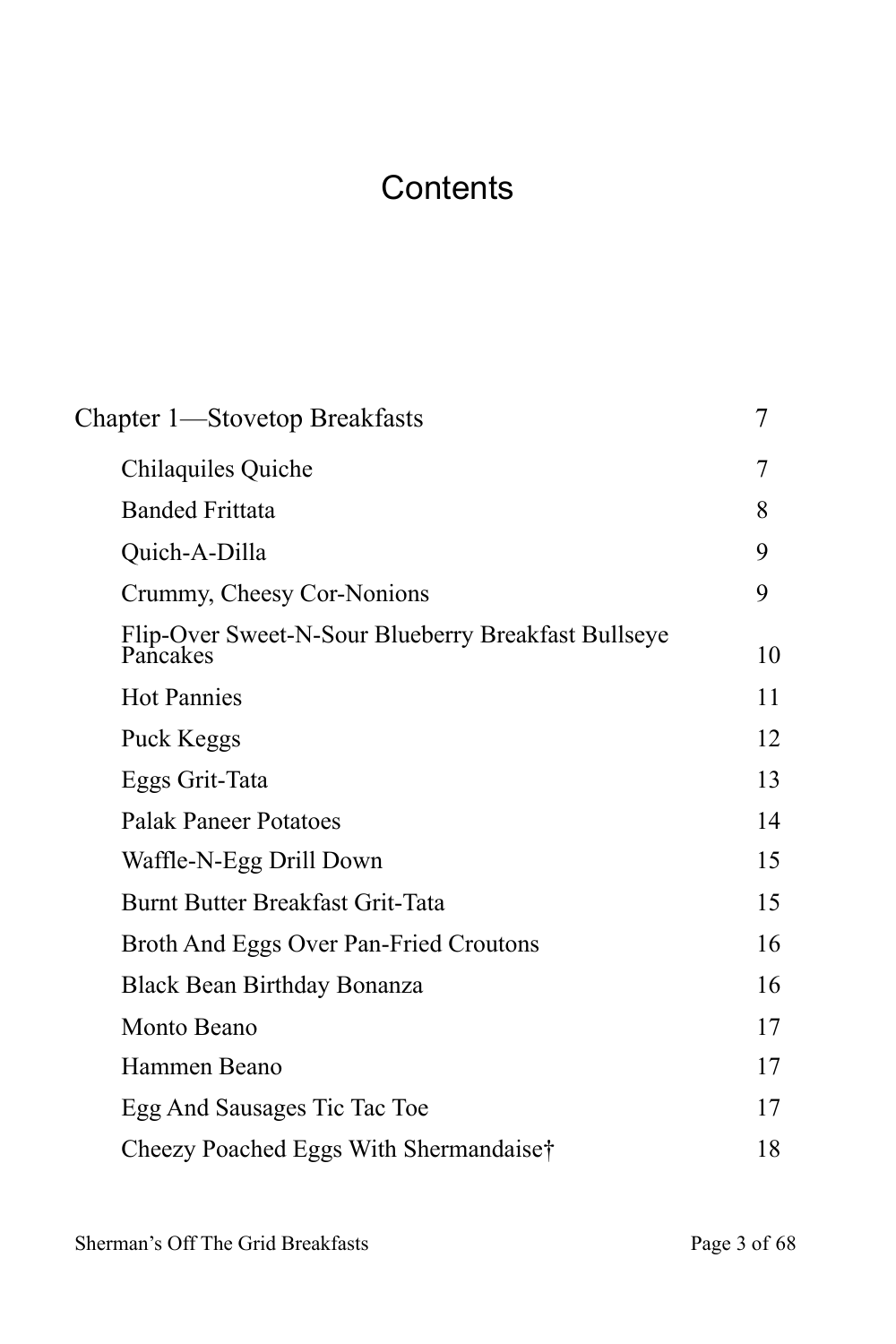# Contents

| | |
|---|---|
| Chapter 1—Stovetop Breakfasts | 7 |
| Chilaquiles Quiche | 7 |
| Banded Frittata | 8 |
| Quich-A-Dilla | 9 |
| Crummy, Cheesy Cor-Nonions | 9 |
| Flip-Over Sweet-N-Sour Blueberry Breakfast Bullseye Pancakes | 10 |
| Hot Pannies | 11 |
| Puck Keggs | 12 |
| Eggs Grit-Tata | 13 |
| Palak Paneer Potatoes | 14 |
| Waffle-N-Egg Drill Down | 15 |
| Burnt Butter Breakfast Grit-Tata | 15 |
| Broth And Eggs Over Pan-Fried Croutons | 16 |
| Black Bean Birthday Bonanza | 16 |
| Monto Beano | 17 |
| Hammen Beano | 17 |
| Egg And Sausages Tic Tac Toe | 17 |
| Cheezy Poached Eggs With Shermandaise† | 18 |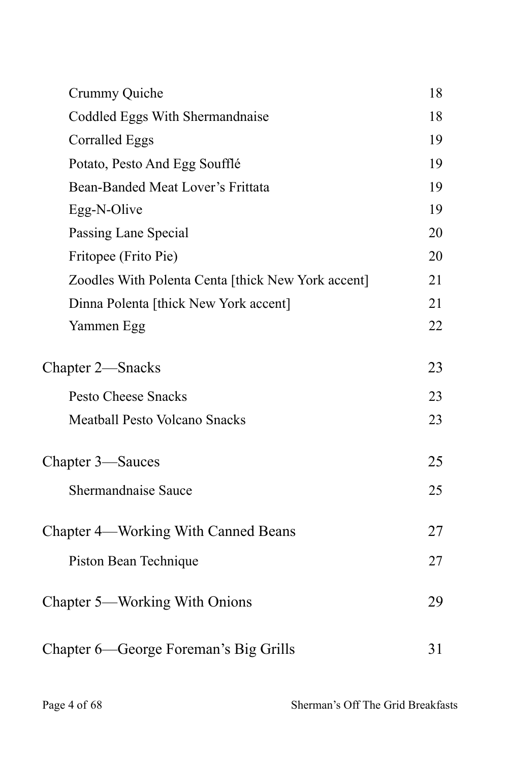| | |
|---|---|
| Crummy Quiche | 18 |
| Coddled Eggs With Shermandnaise | 18 |
| Corralled Eggs | 19 |
| Potato, Pesto And Egg Soufflé | 19 |
| Bean-Banded Meat Lover's Frittata | 19 |
| Egg-N-Olive | 19 |
| Passing Lane Special | 20 |
| Fritopee (Frito Pie) | 20 |
| Zoodles With Polenta Centa [thick New York accent] | 21 |
| Dinna Polenta [thick New York accent] | 21 |
| Yammen Egg | 22 |
| **Chapter 2—Snacks** | **23** |
| Pesto Cheese Snacks | 23 |
| Meatball Pesto Volcano Snacks | 23 |
| **Chapter 3—Sauces** | **25** |
| Shermandnaise Sauce | 25 |
| **Chapter 4—Working With Canned Beans** | **27** |
| Piston Bean Technique | 27 |
| **Chapter 5—Working With Onions** | **29** |
| **Chapter 6—George Foreman's Big Grills** | **31** |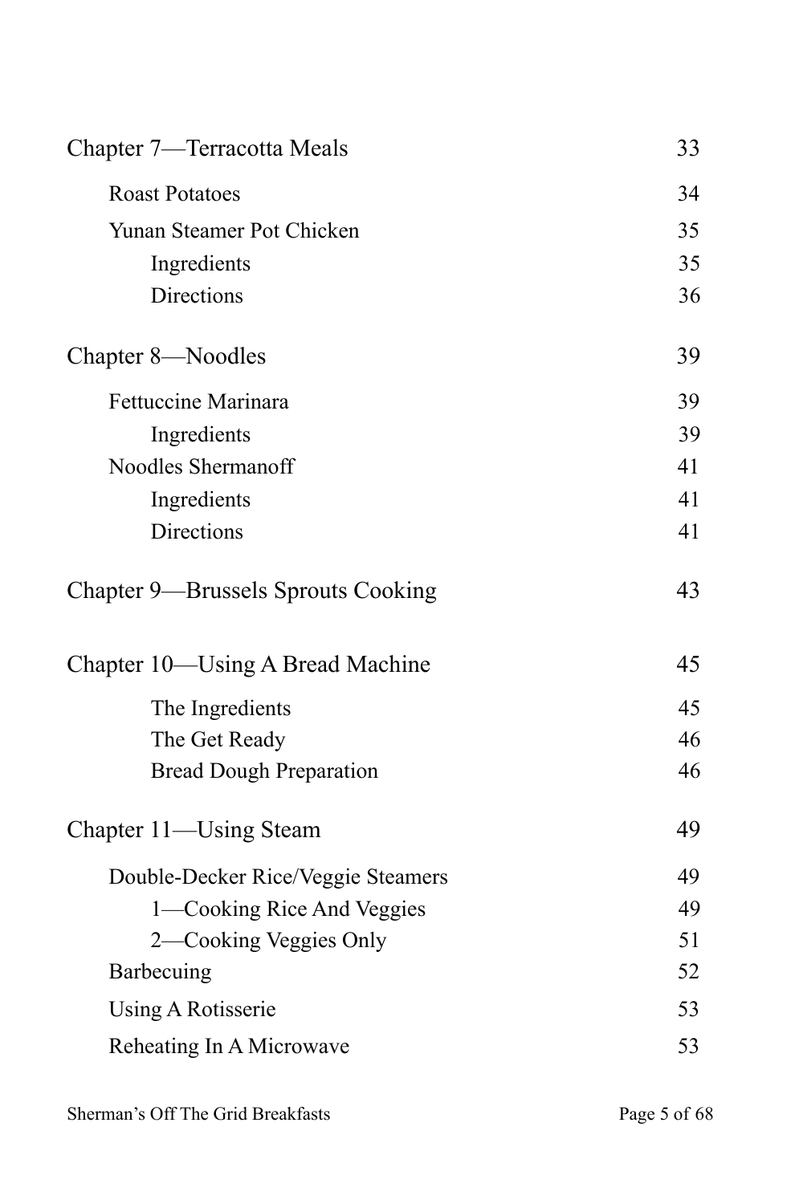| | |
|---|---|
| Chapter 7—Terracotta Meals | 33 |
| &nbsp;&nbsp;&nbsp;&nbsp;Roast Potatoes | 34 |
| &nbsp;&nbsp;&nbsp;&nbsp;Yunan Steamer Pot Chicken | 35 |
| &nbsp;&nbsp;&nbsp;&nbsp;&nbsp;&nbsp;&nbsp;&nbsp;Ingredients | 35 |
| &nbsp;&nbsp;&nbsp;&nbsp;&nbsp;&nbsp;&nbsp;&nbsp;Directions | 36 |
| Chapter 8—Noodles | 39 |
| &nbsp;&nbsp;&nbsp;&nbsp;Fettuccine Marinara | 39 |
| &nbsp;&nbsp;&nbsp;&nbsp;&nbsp;&nbsp;&nbsp;&nbsp;Ingredients | 39 |
| &nbsp;&nbsp;&nbsp;&nbsp;Noodles Shermanoff | 41 |
| &nbsp;&nbsp;&nbsp;&nbsp;&nbsp;&nbsp;&nbsp;&nbsp;Ingredients | 41 |
| &nbsp;&nbsp;&nbsp;&nbsp;&nbsp;&nbsp;&nbsp;&nbsp;Directions | 41 |
| Chapter 9—Brussels Sprouts Cooking | 43 |
| Chapter 10—Using A Bread Machine | 45 |
| &nbsp;&nbsp;&nbsp;&nbsp;&nbsp;&nbsp;&nbsp;&nbsp;The Ingredients | 45 |
| &nbsp;&nbsp;&nbsp;&nbsp;&nbsp;&nbsp;&nbsp;&nbsp;The Get Ready | 46 |
| &nbsp;&nbsp;&nbsp;&nbsp;&nbsp;&nbsp;&nbsp;&nbsp;Bread Dough Preparation | 46 |
| Chapter 11—Using Steam | 49 |
| &nbsp;&nbsp;&nbsp;&nbsp;Double-Decker Rice/Veggie Steamers | 49 |
| &nbsp;&nbsp;&nbsp;&nbsp;&nbsp;&nbsp;&nbsp;&nbsp;1—Cooking Rice And Veggies | 49 |
| &nbsp;&nbsp;&nbsp;&nbsp;&nbsp;&nbsp;&nbsp;&nbsp;2—Cooking Veggies Only | 51 |
| &nbsp;&nbsp;&nbsp;&nbsp;Barbecuing | 52 |
| &nbsp;&nbsp;&nbsp;&nbsp;Using A Rotisserie | 53 |
| &nbsp;&nbsp;&nbsp;&nbsp;Reheating In A Microwave | 53 |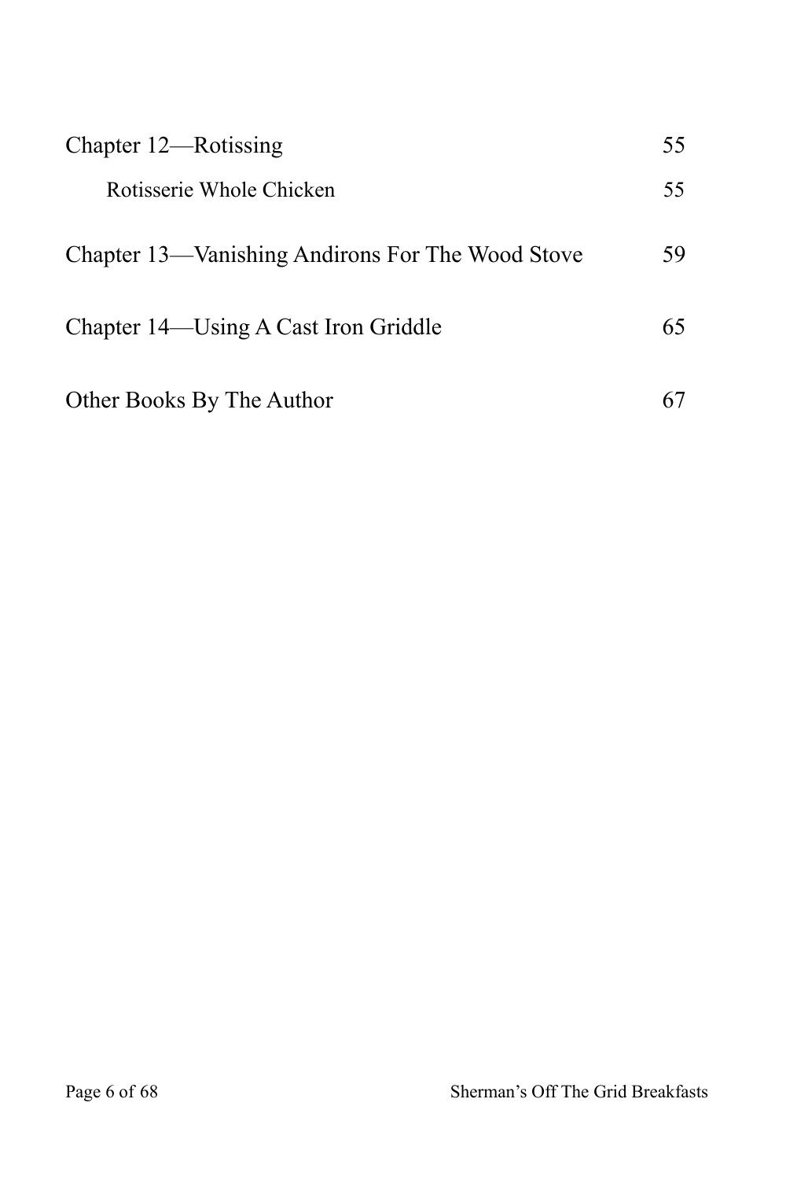Chapter 12—Rotissing 55

  Rotisserie Whole Chicken 55

Chapter 13—Vanishing Andirons For The Wood Stove 59

Chapter 14—Using A Cast Iron Griddle 65

Other Books By The Author 67